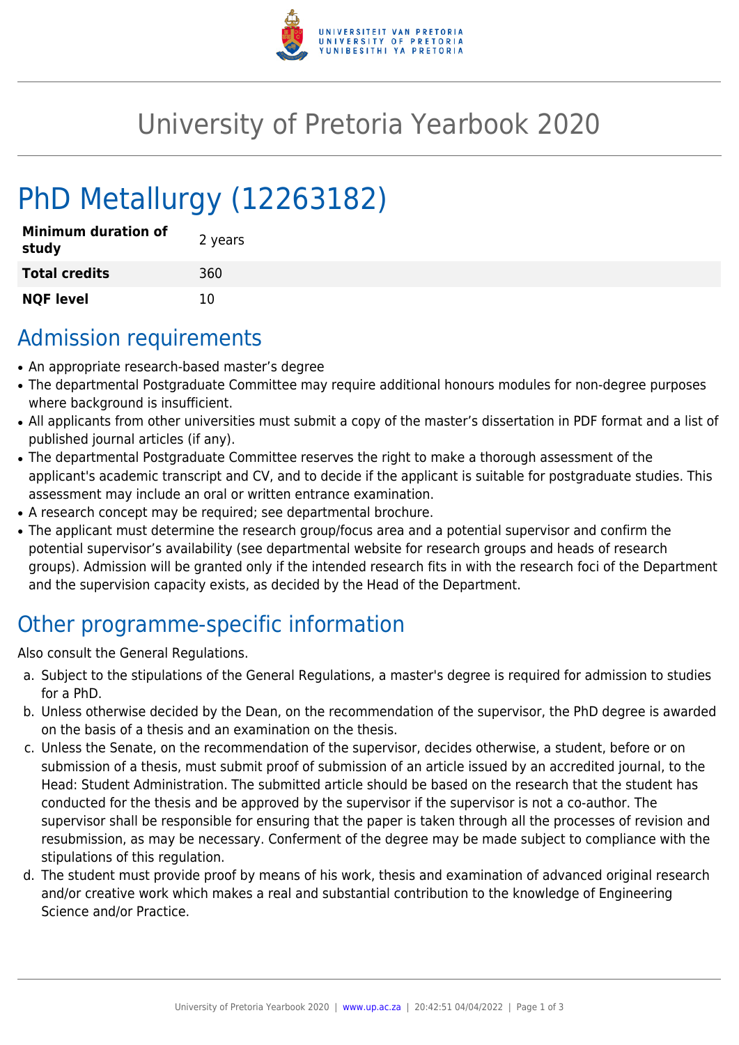# University of Pretoria Yearbook 2020

# PhD Metallurgy (12263182)

| | |
|---|---|
| **Minimum duration of study** | 2 years |
| **Total credits** | 360 |
| **NQF level** | 10 |

## Admission requirements

- An appropriate research-based master's degree
- The departmental Postgraduate Committee may require additional honours modules for non-degree purposes where background is insufficient.
- All applicants from other universities must submit a copy of the master's dissertation in PDF format and a list of published journal articles (if any).
- The departmental Postgraduate Committee reserves the right to make a thorough assessment of the applicant's academic transcript and CV, and to decide if the applicant is suitable for postgraduate studies. This assessment may include an oral or written entrance examination.
- A research concept may be required; see departmental brochure.
- The applicant must determine the research group/focus area and a potential supervisor and confirm the potential supervisor's availability (see departmental website for research groups and heads of research groups). Admission will be granted only if the intended research fits in with the research foci of the Department and the supervision capacity exists, as decided by the Head of the Department.

## Other programme-specific information

Also consult the General Regulations.

a. Subject to the stipulations of the General Regulations, a master's degree is required for admission to studies for a PhD.
b. Unless otherwise decided by the Dean, on the recommendation of the supervisor, the PhD degree is awarded on the basis of a thesis and an examination on the thesis.
c. Unless the Senate, on the recommendation of the supervisor, decides otherwise, a student, before or on submission of a thesis, must submit proof of submission of an article issued by an accredited journal, to the Head: Student Administration. The submitted article should be based on the research that the student has conducted for the thesis and be approved by the supervisor if the supervisor is not a co-author. The supervisor shall be responsible for ensuring that the paper is taken through all the processes of revision and resubmission, as may be necessary. Conferment of the degree may be made subject to compliance with the stipulations of this regulation.
d. The student must provide proof by means of his work, thesis and examination of advanced original research and/or creative work which makes a real and substantial contribution to the knowledge of Engineering Science and/or Practice.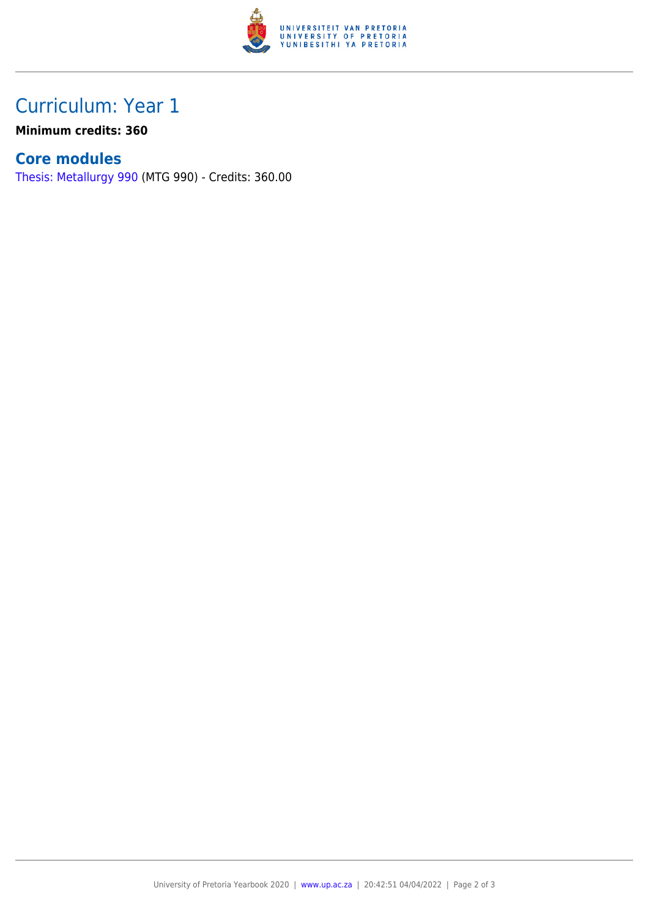## Curriculum: Year 1

**Minimum credits: 360**

### Core modules

Thesis: Metallurgy 990 (MTG 990) - Credits: 360.00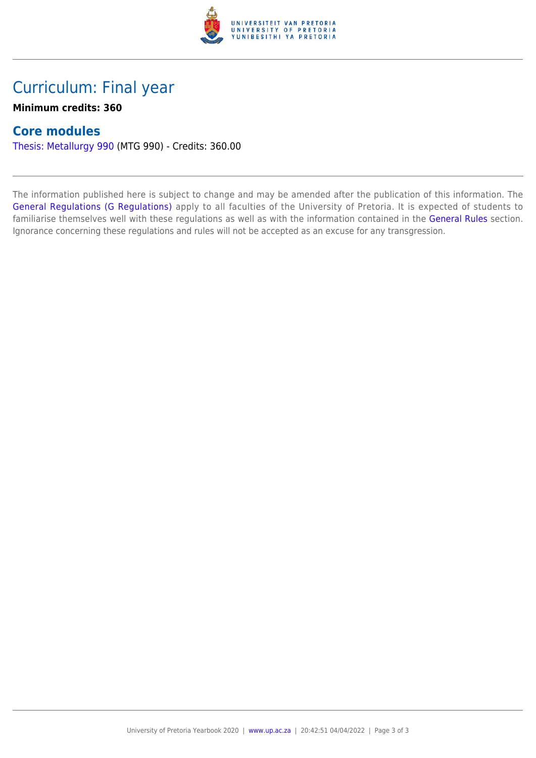## Curriculum: Final year

**Minimum credits: 360**

### Core modules

Thesis: Metallurgy 990 (MTG 990) - Credits: 360.00

The information published here is subject to change and may be amended after the publication of this information. The General Regulations (G Regulations) apply to all faculties of the University of Pretoria. It is expected of students to familiarise themselves well with these regulations as well as with the information contained in the General Rules section. Ignorance concerning these regulations and rules will not be accepted as an excuse for any transgression.